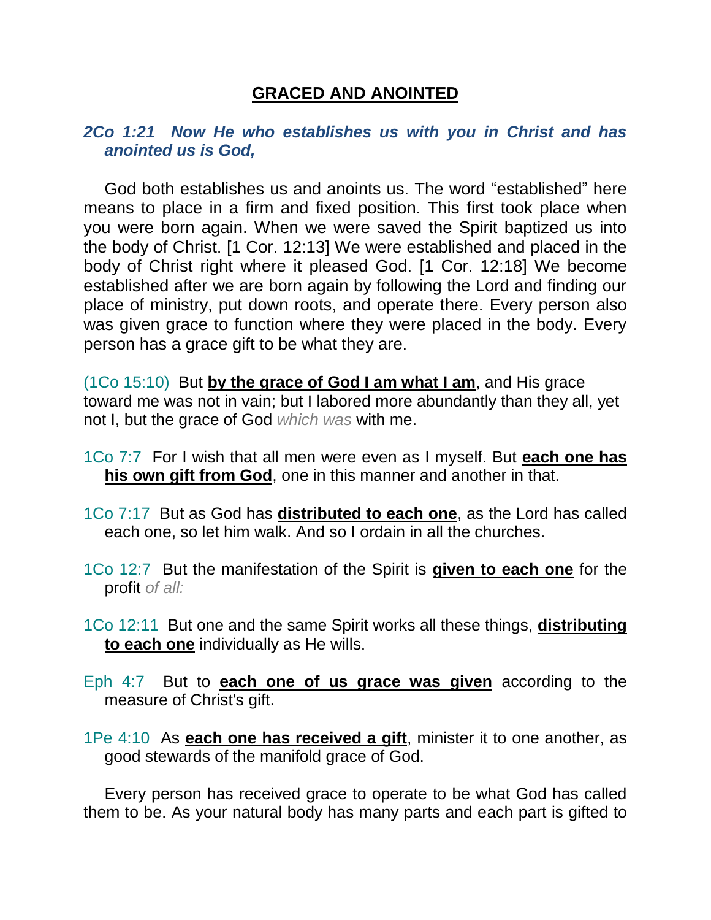# GRACED AND ANOINTED

***2Co 1:21 Now He who establishes us with you in Christ and has anointed us is God,***

God both establishes us and anoints us. The word "established" here means to place in a firm and fixed position. This first took place when you were born again. When we were saved the Spirit baptized us into the body of Christ. [1 Cor. 12:13] We were established and placed in the body of Christ right where it pleased God. [1 Cor. 12:18] We become established after we are born again by following the Lord and finding our place of ministry, put down roots, and operate there. Every person also was given grace to function where they were placed in the body. Every person has a grace gift to be what they are.

(1Co 15:10) But **by the grace of God I am what I am**, and His grace toward me was not in vain; but I labored more abundantly than they all, yet not I, but the grace of God *which was* with me.

1Co 7:7 For I wish that all men were even as I myself. But **each one has his own gift from God**, one in this manner and another in that.

1Co 7:17 But as God has **distributed to each one**, as the Lord has called each one, so let him walk. And so I ordain in all the churches.

1Co 12:7 But the manifestation of the Spirit is **given to each one** for the profit *of all:*

1Co 12:11 But one and the same Spirit works all these things, **distributing to each one** individually as He wills.

Eph 4:7 But to **each one of us grace was given** according to the measure of Christ's gift.

1Pe 4:10 As **each one has received a gift**, minister it to one another, as good stewards of the manifold grace of God.

Every person has received grace to operate to be what God has called them to be. As your natural body has many parts and each part is gifted to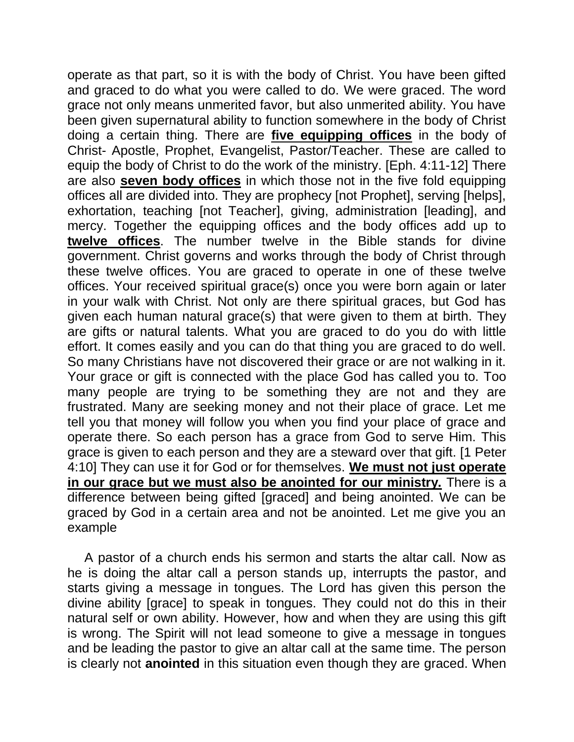operate as that part, so it is with the body of Christ. You have been gifted and graced to do what you were called to do. We were graced. The word grace not only means unmerited favor, but also unmerited ability. You have been given supernatural ability to function somewhere in the body of Christ doing a certain thing. There are **five equipping offices** in the body of Christ- Apostle, Prophet, Evangelist, Pastor/Teacher. These are called to equip the body of Christ to do the work of the ministry. [Eph. 4:11-12] There are also **seven body offices** in which those not in the five fold equipping offices all are divided into. They are prophecy [not Prophet], serving [helps], exhortation, teaching [not Teacher], giving, administration [leading], and mercy. Together the equipping offices and the body offices add up to **twelve offices**. The number twelve in the Bible stands for divine government. Christ governs and works through the body of Christ through these twelve offices. You are graced to operate in one of these twelve offices. Your received spiritual grace(s) once you were born again or later in your walk with Christ. Not only are there spiritual graces, but God has given each human natural grace(s) that were given to them at birth. They are gifts or natural talents. What you are graced to do you do with little effort. It comes easily and you can do that thing you are graced to do well. So many Christians have not discovered their grace or are not walking in it. Your grace or gift is connected with the place God has called you to. Too many people are trying to be something they are not and they are frustrated. Many are seeking money and not their place of grace. Let me tell you that money will follow you when you find your place of grace and operate there. So each person has a grace from God to serve Him. This grace is given to each person and they are a steward over that gift. [1 Peter 4:10] They can use it for God or for themselves. **We must not just operate in our grace but we must also be anointed for our ministry.** There is a difference between being gifted [graced] and being anointed. We can be graced by God in a certain area and not be anointed. Let me give you an example

A pastor of a church ends his sermon and starts the altar call. Now as he is doing the altar call a person stands up, interrupts the pastor, and starts giving a message in tongues. The Lord has given this person the divine ability [grace] to speak in tongues. They could not do this in their natural self or own ability. However, how and when they are using this gift is wrong. The Spirit will not lead someone to give a message in tongues and be leading the pastor to give an altar call at the same time. The person is clearly not **anointed** in this situation even though they are graced. When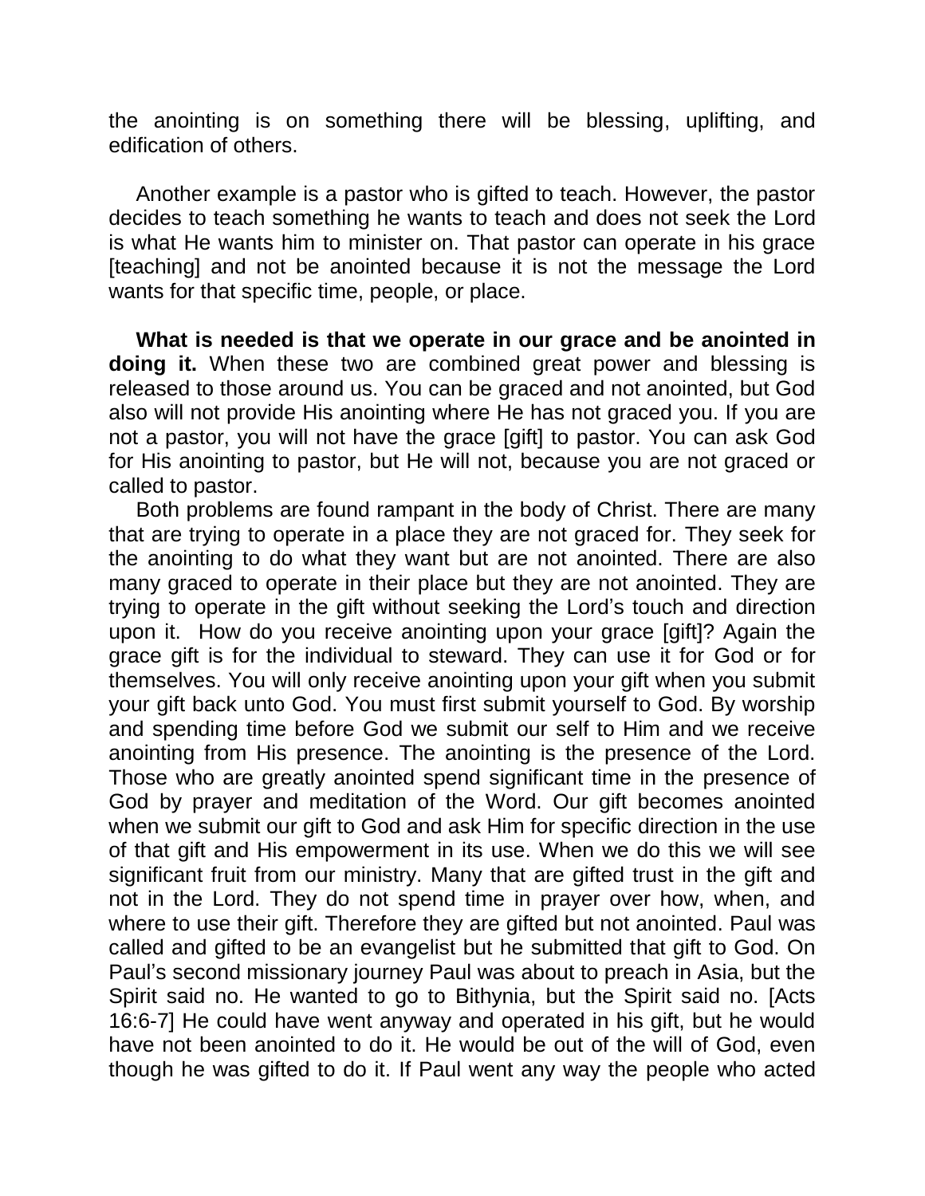the anointing is on something there will be blessing, uplifting, and edification of others.

Another example is a pastor who is gifted to teach. However, the pastor decides to teach something he wants to teach and does not seek the Lord is what He wants him to minister on. That pastor can operate in his grace [teaching] and not be anointed because it is not the message the Lord wants for that specific time, people, or place.

**What is needed is that we operate in our grace and be anointed in doing it.** When these two are combined great power and blessing is released to those around us. You can be graced and not anointed, but God also will not provide His anointing where He has not graced you. If you are not a pastor, you will not have the grace [gift] to pastor. You can ask God for His anointing to pastor, but He will not, because you are not graced or called to pastor.

Both problems are found rampant in the body of Christ. There are many that are trying to operate in a place they are not graced for. They seek for the anointing to do what they want but are not anointed. There are also many graced to operate in their place but they are not anointed. They are trying to operate in the gift without seeking the Lord's touch and direction upon it. How do you receive anointing upon your grace [gift]? Again the grace gift is for the individual to steward. They can use it for God or for themselves. You will only receive anointing upon your gift when you submit your gift back unto God. You must first submit yourself to God. By worship and spending time before God we submit our self to Him and we receive anointing from His presence. The anointing is the presence of the Lord. Those who are greatly anointed spend significant time in the presence of God by prayer and meditation of the Word. Our gift becomes anointed when we submit our gift to God and ask Him for specific direction in the use of that gift and His empowerment in its use. When we do this we will see significant fruit from our ministry. Many that are gifted trust in the gift and not in the Lord. They do not spend time in prayer over how, when, and where to use their gift. Therefore they are gifted but not anointed. Paul was called and gifted to be an evangelist but he submitted that gift to God. On Paul's second missionary journey Paul was about to preach in Asia, but the Spirit said no. He wanted to go to Bithynia, but the Spirit said no. [Acts 16:6-7] He could have went anyway and operated in his gift, but he would have not been anointed to do it. He would be out of the will of God, even though he was gifted to do it. If Paul went any way the people who acted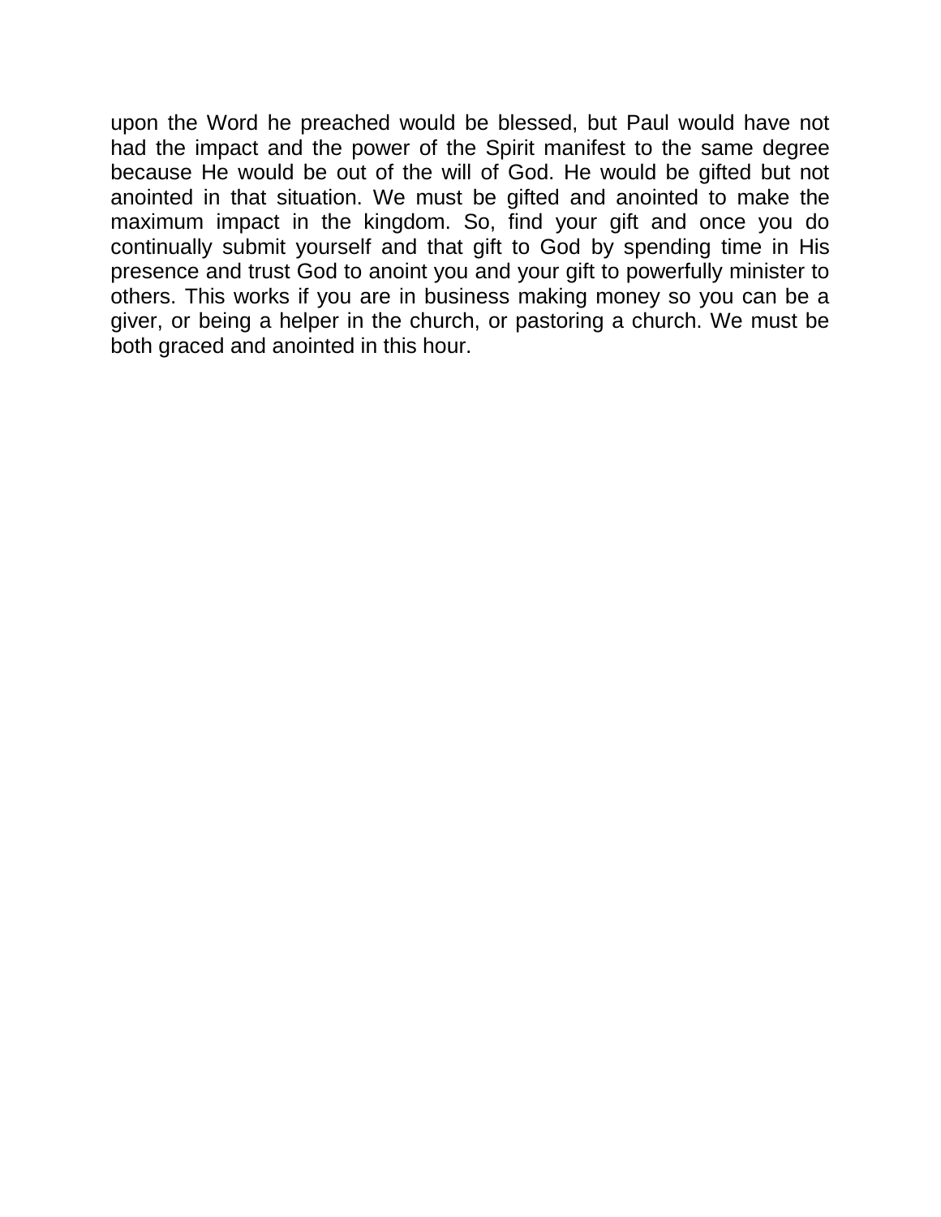upon the Word he preached would be blessed, but Paul would have not had the impact and the power of the Spirit manifest to the same degree because He would be out of the will of God. He would be gifted but not anointed in that situation. We must be gifted and anointed to make the maximum impact in the kingdom. So, find your gift and once you do continually submit yourself and that gift to God by spending time in His presence and trust God to anoint you and your gift to powerfully minister to others. This works if you are in business making money so you can be a giver, or being a helper in the church, or pastoring a church. We must be both graced and anointed in this hour.